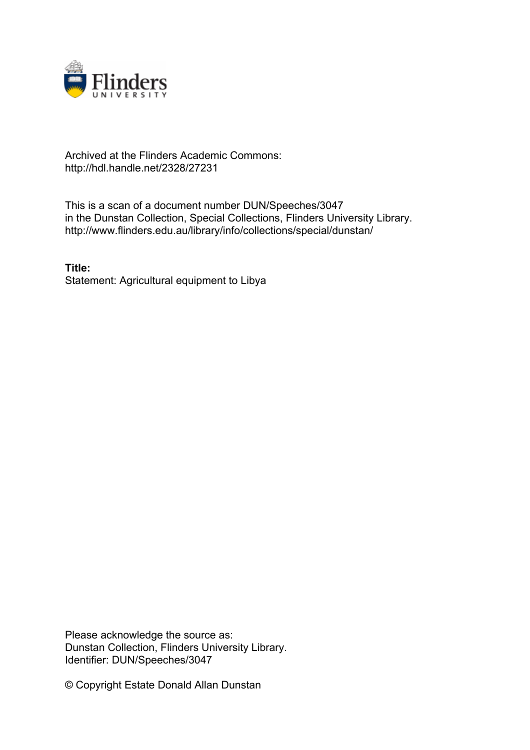Archived at the Flinders Academic Commons:
http://hdl.handle.net/2328/27231

This is a scan of a document number DUN/Speeches/3047
in the Dunstan Collection, Special Collections, Flinders University Library.
http://www.flinders.edu.au/library/info/collections/special/dunstan/

**Title:**
Statement: Agricultural equipment to Libya

Please acknowledge the source as:
Dunstan Collection, Flinders University Library.
Identifier: DUN/Speeches/3047

© Copyright Estate Donald Allan Dunstan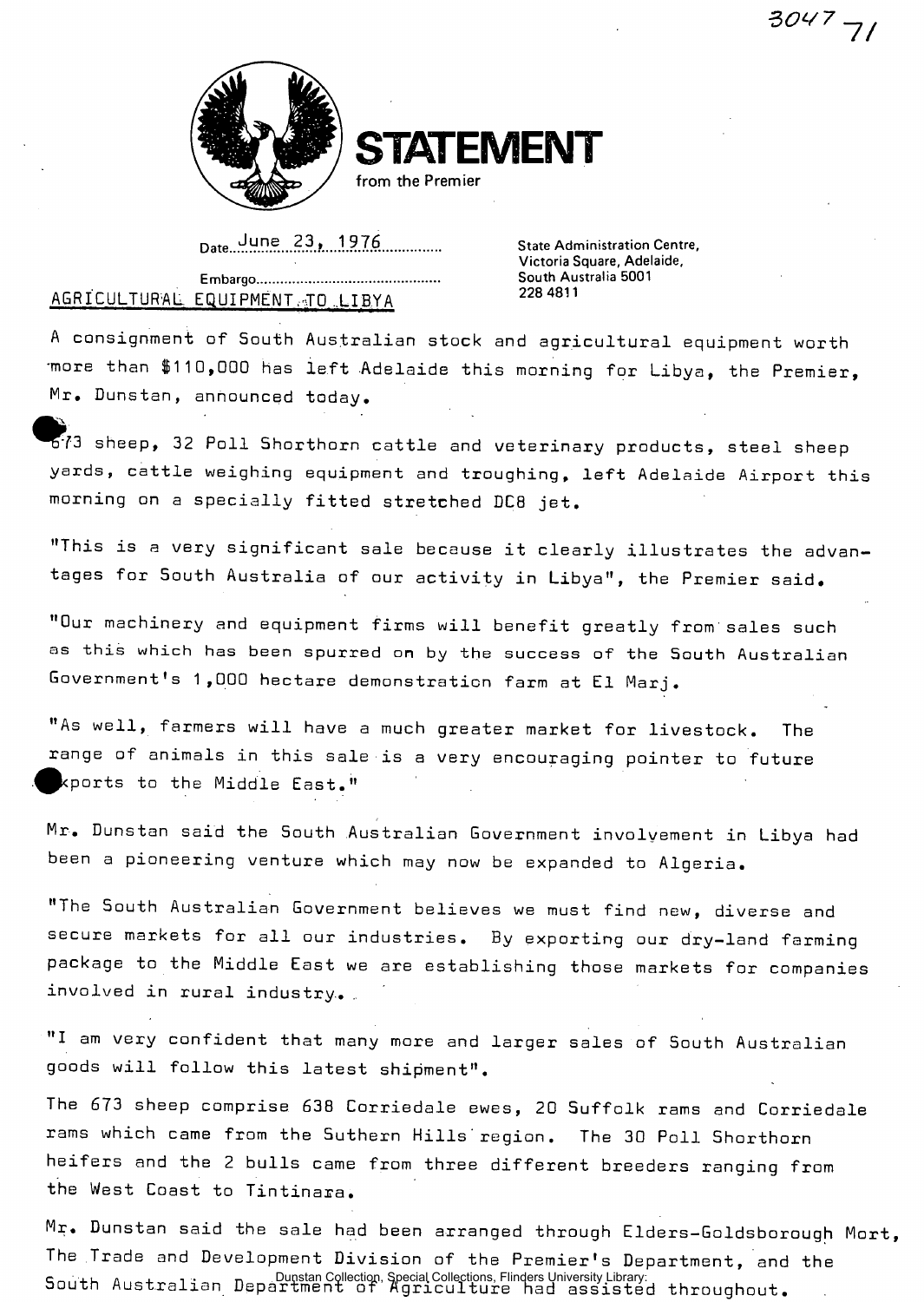3047 71

# STATEMENT

from the Premier

Date June 23, 1976

Embargo...........................................

State Administration Centre,
Victoria Square, Adelaide,
South Australia 5001
228 4811

## AGRICULTURAL EQUIPMENT TO LIBYA

A consignment of South Australian stock and agricultural equipment worth more than $110,000 has left Adelaide this morning for Libya, the Premier, Mr. Dunstan, announced today.

673 sheep, 32 Poll Shorthorn cattle and veterinary products, steel sheep yards, cattle weighing equipment and troughing, left Adelaide Airport this morning on a specially fitted stretched DC8 jet.

"This is a very significant sale because it clearly illustrates the advantages for South Australia of our activity in Libya", the Premier said.

"Our machinery and equipment firms will benefit greatly from sales such as this which has been spurred on by the success of the South Australian Government's 1,000 hectare demonstration farm at El Marj.

"As well, farmers will have a much greater market for livestock. The range of animals in this sale is a very encouraging pointer to future exports to the Middle East."

Mr. Dunstan said the South Australian Government involvement in Libya had been a pioneering venture which may now be expanded to Algeria.

"The South Australian Government believes we must find new, diverse and secure markets for all our industries. By exporting our dry-land farming package to the Middle East we are establishing those markets for companies involved in rural industry.

"I am very confident that many more and larger sales of South Australian goods will follow this latest shipment".

The 673 sheep comprise 638 Corriedale ewes, 20 Suffolk rams and Corriedale rams which came from the Suthern Hills region. The 30 Poll Shorthorn heifers and the 2 bulls came from three different breeders ranging from the West Coast to Tintinara.

Mr. Dunstan said the sale had been arranged through Elders-Goldsborough Mort, The Trade and Development Division of the Premier's Department, and the South Australian Department of Agriculture had assisted throughout.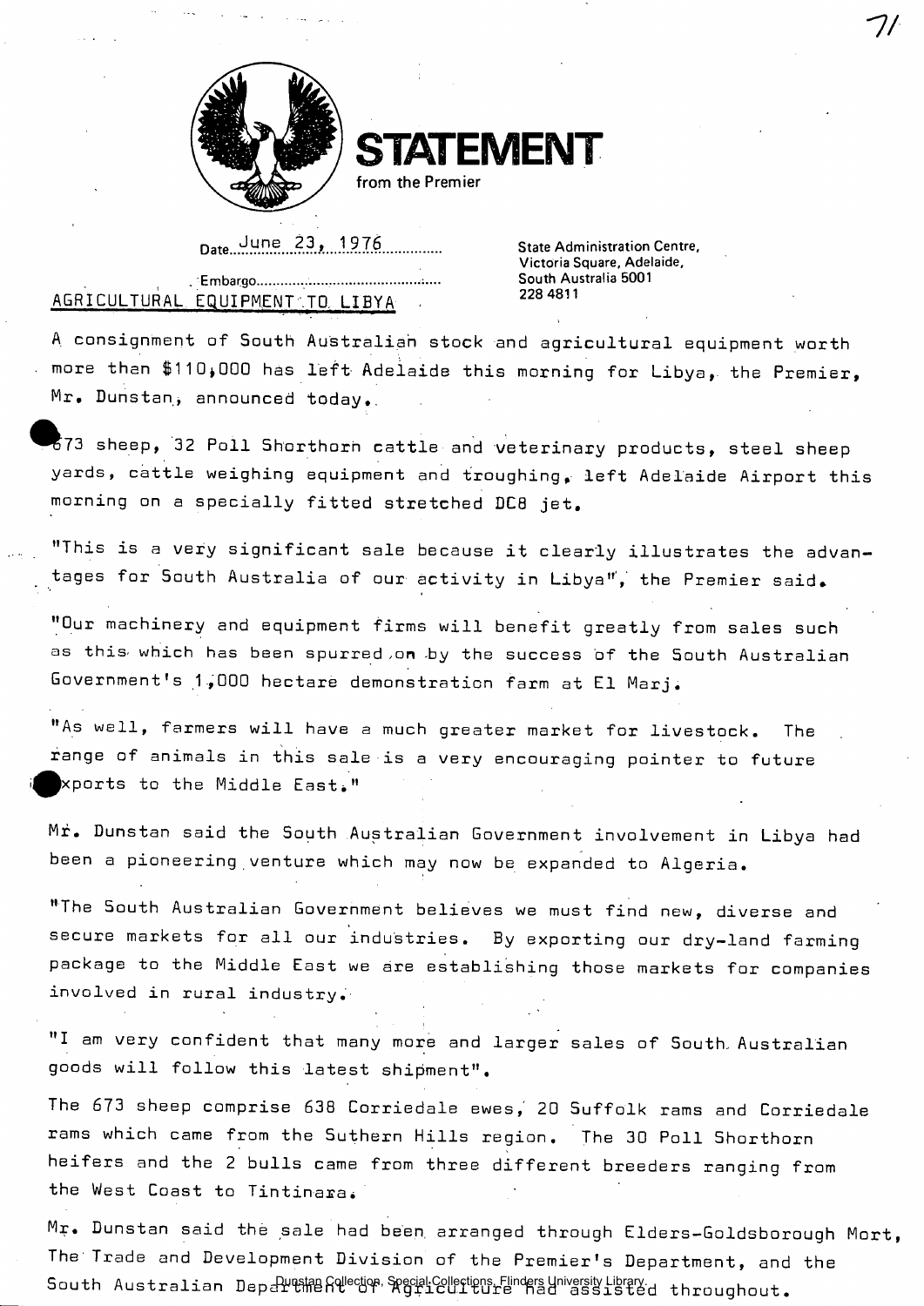# STATEMENT

from the Premier

Date June 23, 1976

Embargo............................................

State Administration Centre,
Victoria Square, Adelaide,
South Australia 5001
228 4811

## AGRICULTURAL EQUIPMENT TO LIBYA

A consignment of South Australian stock and agricultural equipment worth more than $110,000 has left Adelaide this morning for Libya, the Premier, Mr. Dunstan, announced today.

673 sheep, 32 Poll Shorthorn cattle and veterinary products, steel sheep yards, cattle weighing equipment and troughing, left Adelaide Airport this morning on a specially fitted stretched DC8 jet.

"This is a very significant sale because it clearly illustrates the advantages for South Australia of our activity in Libya", the Premier said.

"Our machinery and equipment firms will benefit greatly from sales such as this which has been spurred on by the success of the South Australian Government's 1,000 hectare demonstration farm at El Marj.

"As well, farmers will have a much greater market for livestock. The range of animals in this sale is a very encouraging pointer to future exports to the Middle East."

Mr. Dunstan said the South Australian Government involvement in Libya had been a pioneering venture which may now be expanded to Algeria.

"The South Australian Government believes we must find new, diverse and secure markets for all our industries. By exporting our dry-land farming package to the Middle East we are establishing those markets for companies involved in rural industry.

"I am very confident that many more and larger sales of South Australian goods will follow this latest shipment".

The 673 sheep comprise 638 Corriedale ewes, 20 Suffolk rams and Corriedale rams which came from the Suthern Hills region. The 30 Poll Shorthorn heifers and the 2 bulls came from three different breeders ranging from the West Coast to Tintinara.

Mr. Dunstan said the sale had been arranged through Elders-Goldsborough Mort, The Trade and Development Division of the Premier's Department, and the South Australian Department of Agriculture had assisted throughout.